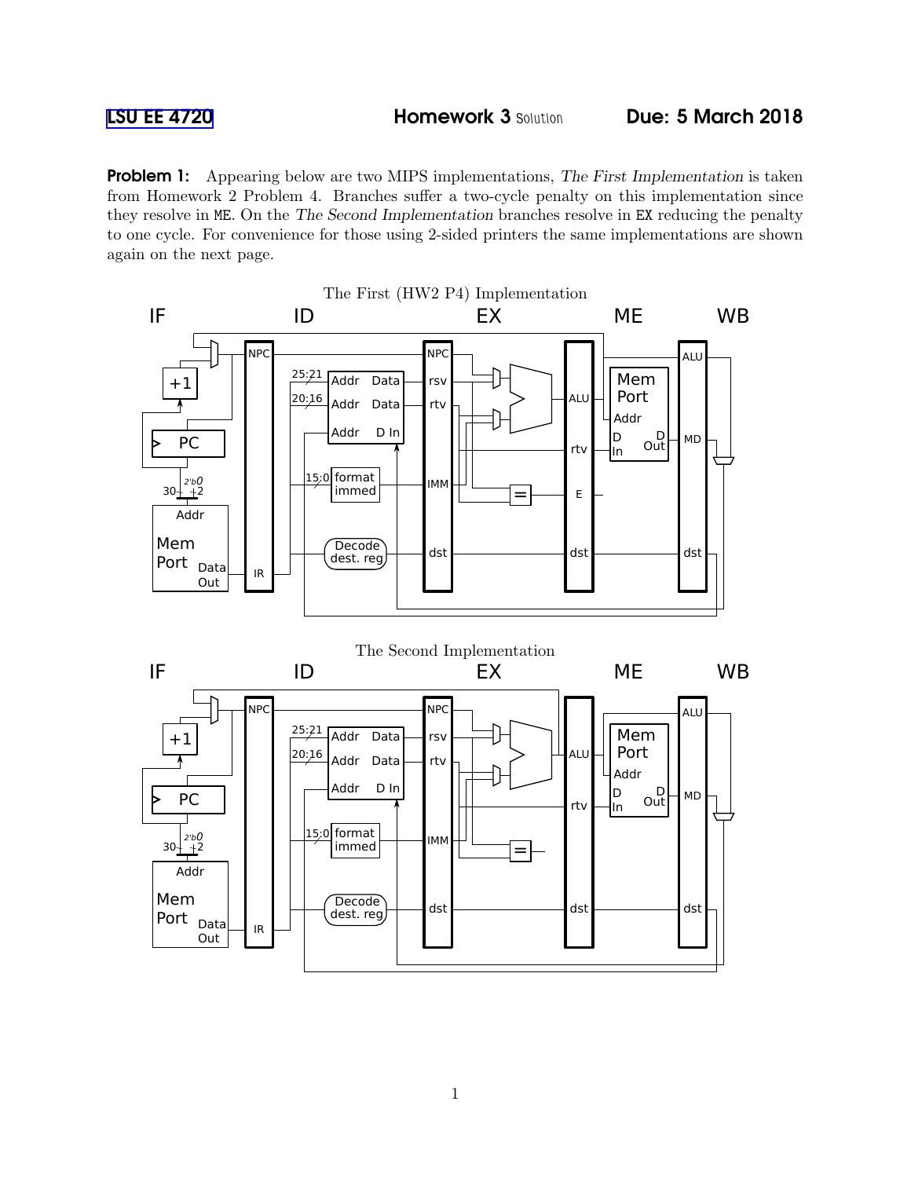LSU EE 4720 **Homework 3** Solution **Due: 5 March 2018**

**Problem 1:** Appearing below are two MIPS implementations, *The First Implementation* is taken from Homework 2 Problem 4. Branches suffer a two-cycle penalty on this implementation since they resolve in ME. On the *The Second Implementation* branches resolve in EX reducing the penalty to one cycle. For convenience for those using 2-sided printers the same implementations are shown again on the next page.

The First (HW2 P4) Implementation

The Second Implementation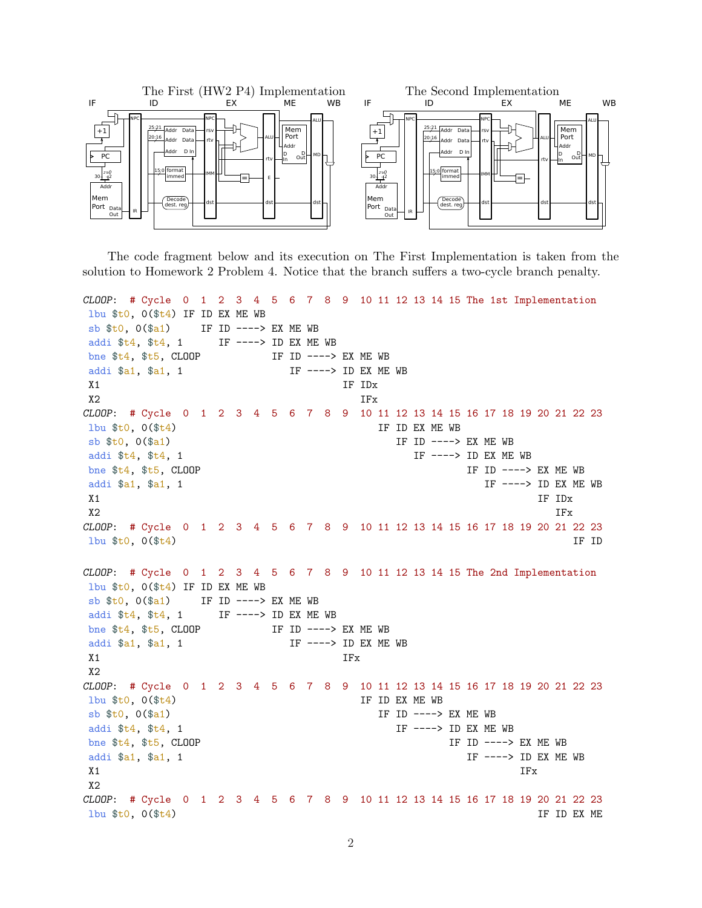The First (HW2 P4) Implementation

The Second Implementation

The code fragment below and its execution on The First Implementation is taken from the solution to Homework 2 Problem 4. Notice that the branch suffers a two-cycle branch penalty.

```
CLOOP:  # Cycle  0  1  2  3  4  5  6  7  8  9  10 11 12 13 14 15 The 1st Implementation
 lbu $t0, 0($t4) IF ID EX ME WB
 sb $t0, 0($a1)     IF ID ----> EX ME WB
 addi $t4, $t4, 1      IF ----> ID EX ME WB
 bne $t4, $t5, CLOOP            IF ID ----> EX ME WB
 addi $a1, $a1, 1                  IF ----> ID EX ME WB
 X1                                         IF IDx
 X2                                            IFx
CLOOP:  # Cycle  0  1  2  3  4  5  6  7  8  9  10 11 12 13 14 15 16 17 18 19 20 21 22 23
 lbu $t0, 0($t4)                                  IF ID EX ME WB
 sb $t0, 0($a1)                                      IF ID ----> EX ME WB
 addi $t4, $t4, 1                                       IF ----> ID EX ME WB
 bne $t4, $t5, CLOOP                                             IF ID ----> EX ME WB
 addi $a1, $a1, 1                                                   IF ----> ID EX ME WB
 X1                                                                          IF IDx
 X2                                                                             IFx
CLOOP:  # Cycle  0  1  2  3  4  5  6  7  8  9  10 11 12 13 14 15 16 17 18 19 20 21 22 23
 lbu $t0, 0($t4)                                                                   IF ID

CLOOP:  # Cycle  0  1  2  3  4  5  6  7  8  9  10 11 12 13 14 15 The 2nd Implementation
 lbu $t0, 0($t4) IF ID EX ME WB
 sb $t0, 0($a1)     IF ID ----> EX ME WB
 addi $t4, $t4, 1      IF ----> ID EX ME WB
 bne $t4, $t5, CLOOP            IF ID ----> EX ME WB
 addi $a1, $a1, 1                  IF ----> ID EX ME WB
 X1                                         IFx
 X2
CLOOP:  # Cycle  0  1  2  3  4  5  6  7  8  9  10 11 12 13 14 15 16 17 18 19 20 21 22 23
 lbu $t0, 0($t4)                               IF ID EX ME WB
 sb $t0, 0($a1)                                   IF ID ----> EX ME WB
 addi $t4, $t4, 1                                    IF ----> ID EX ME WB
 bne $t4, $t5, CLOOP                                          IF ID ----> EX ME WB
 addi $a1, $a1, 1                                                IF ----> ID EX ME WB
 X1                                                                       IFx
 X2
CLOOP:  # Cycle  0  1  2  3  4  5  6  7  8  9  10 11 12 13 14 15 16 17 18 19 20 21 22 23
 lbu $t0, 0($t4)                                                             IF ID EX ME
```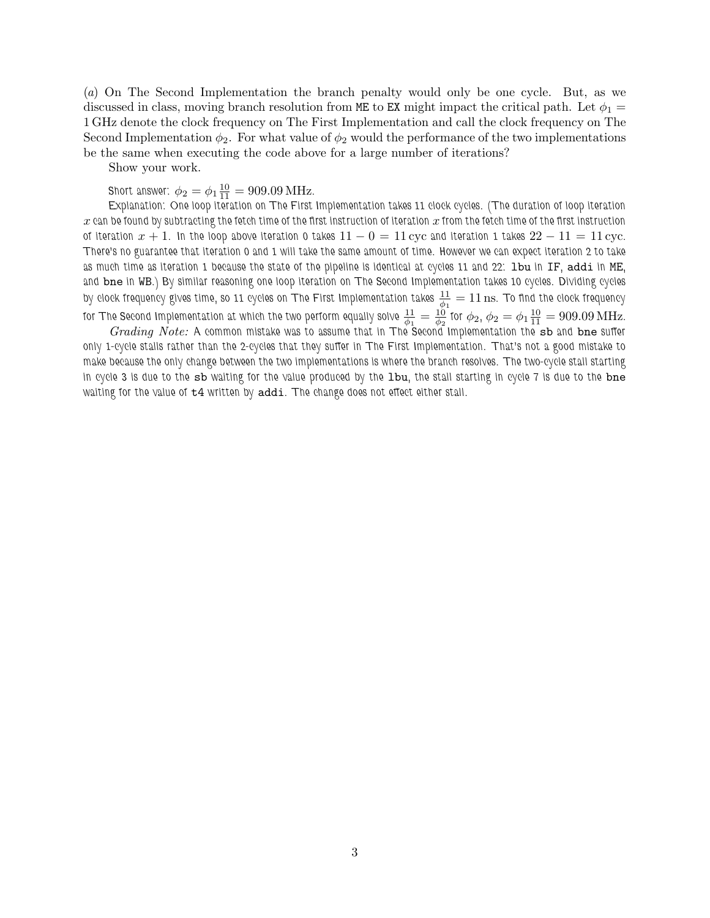(*a*) On The Second Implementation the branch penalty would only be one cycle. But, as we discussed in class, moving branch resolution from `ME` to `EX` might impact the critical path. Let $\phi_1 = 1\,\text{GHz}$ denote the clock frequency on The First Implementation and call the clock frequency on The Second Implementation $\phi_2$. For what value of $\phi_2$ would the performance of the two implementations be the same when executing the code above for a large number of iterations?

Show your work.

Short answer: $\phi_2 = \phi_1 \frac{10}{11} = 909.09\,\text{MHz}$.

Explanation: One loop iteration on The First Implementation takes 11 clock cycles. (The duration of loop iteration $x$ can be found by subtracting the fetch time of the first instruction of iteration $x$ from the fetch time of the first instruction of iteration $x + 1$. In the loop above iteration 0 takes $11 - 0 = 11\,\text{cyc}$ and iteration 1 takes $22 - 11 = 11\,\text{cyc}$. There's no guarantee that iteration 0 and 1 will take the same amount of time. However we can expect iteration 2 to take as much time as iteration 1 because the state of the pipeline is identical at cycles 11 and 22: `lbu` in `IF`, `addi` in `ME`, and `bne` in `WB`.) By similar reasoning one loop iteration on The Second Implementation takes 10 cycles. Dividing cycles by clock frequency gives time, so 11 cycles on The First Implementation takes $\frac{11}{\phi_1} = 11\,\text{ns}$. To find the clock frequency for The Second Implementation at which the two perform equally solve $\frac{11}{\phi_1} = \frac{10}{\phi_2}$ for $\phi_2$, $\phi_2 = \phi_1 \frac{10}{11} = 909.09\,\text{MHz}$.

*Grading Note:* A common mistake was to assume that in The Second Implementation the `sb` and `bne` suffer only 1-cycle stalls rather than the 2-cycles that they suffer in The First Implementation. That's not a good mistake to make because the only change between the two implementations is where the branch resolves. The two-cycle stall starting in cycle 3 is due to the `sb` waiting for the value produced by the `lbu`, the stall starting in cycle 7 is due to the `bne` waiting for the value of `t4` written by `addi`. The change does not effect either stall.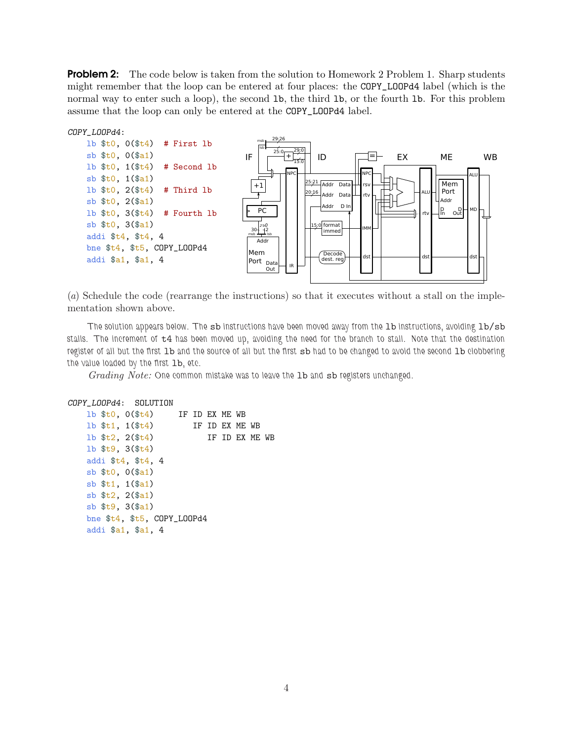**Problem 2:** The code below is taken from the solution to Homework 2 Problem 1. Sharp students might remember that the loop can be entered at four places: the `COPY_LOOPd4` label (which is the normal way to enter such a loop), the second `lb`, the third `lb`, or the fourth `lb`. For this problem assume that the loop can only be entered at the `COPY_LOOPd4` label.

```
COPY_LOOPd4:
    lb $t0, 0($t4)   # First lb
    sb $t0, 0($a1)
    lb $t0, 1($t4)   # Second lb
    sb $t0, 1($a1)
    lb $t0, 2($t4)   # Third lb
    sb $t0, 2($a1)
    lb $t0, 3($t4)   # Fourth lb
    sb $t0, 3($a1)
    addi $t4, $t4, 4
    bne $t4, $t5, COPY_LOOPd4
    addi $a1, $a1, 4
```

(*a*) Schedule the code (rearrange the instructions) so that it executes without a stall on the implementation shown above.

The solution appears below. The `sb` instructions have been moved away from the `lb` instructions, avoiding `lb/sb` stalls. The increment of `t4` has been moved up, avoiding the need for the branch to stall. Note that the destination register of all but the first `lb` and the source of all but the first `sb` had to be changed to avoid the second `lb` clobbering the value loaded by the first `lb`, etc.

*Grading Note:* One common mistake was to leave the `lb` and `sb` registers unchanged.

```
COPY_LOOPd4:  SOLUTION
    lb $t0, 0($t4)     IF ID EX ME WB
    lb $t1, 1($t4)        IF ID EX ME WB
    lb $t2, 2($t4)           IF ID EX ME WB
    lb $t9, 3($t4)
    addi $t4, $t4, 4
    sb $t0, 0($a1)
    sb $t1, 1($a1)
    sb $t2, 2($a1)
    sb $t9, 3($a1)
    bne $t4, $t5, COPY_LOOPd4
    addi $a1, $a1, 4
```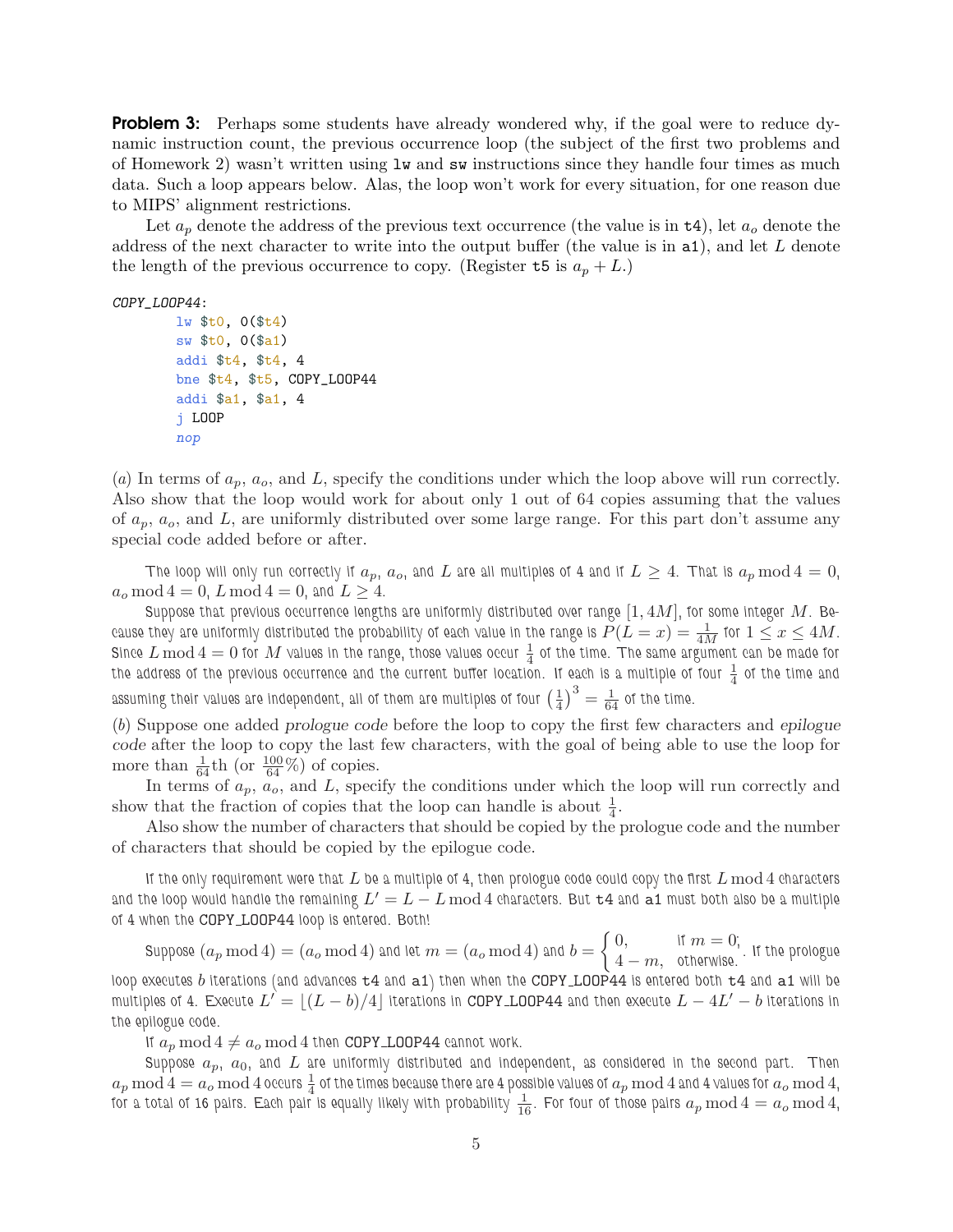**Problem 3:** Perhaps some students have already wondered why, if the goal were to reduce dynamic instruction count, the previous occurrence loop (the subject of the first two problems and of Homework 2) wasn't written using `lw` and `sw` instructions since they handle four times as much data. Such a loop appears below. Alas, the loop won't work for every situation, for one reason due to MIPS' alignment restrictions.

Let $a_p$ denote the address of the previous text occurrence (the value is in `t4`), let $a_o$ denote the address of the next character to write into the output buffer (the value is in `a1`), and let $L$ denote the length of the previous occurrence to copy. (Register `t5` is $a_p + L$.)

```
COPY_LOOP44:
        lw $t0, 0($t4)
        sw $t0, 0($a1)
        addi $t4, $t4, 4
        bne $t4, $t5, COPY_LOOP44
        addi $a1, $a1, 4
        j LOOP
        nop
```

(*a*) In terms of $a_p$, $a_o$, and $L$, specify the conditions under which the loop above will run correctly. Also show that the loop would work for about only 1 out of 64 copies assuming that the values of $a_p$, $a_o$, and $L$, are uniformly distributed over some large range. For this part don't assume any special code added before or after.

The loop will only run correctly if $a_p$, $a_o$, and $L$ are all multiples of 4 and if $L \geq 4$. That is $a_p \bmod 4 = 0$, $a_o \bmod 4 = 0$, $L \bmod 4 = 0$, and $L \geq 4$.

Suppose that previous occurrence lengths are uniformly distributed over range $[1, 4M]$, for some integer $M$. Because they are uniformly distributed the probability of each value in the range is $P(L = x) = \frac{1}{4M}$ for $1 \leq x \leq 4M$. Since $L \bmod 4 = 0$ for $M$ values in the range, those values occur $\frac{1}{4}$ of the time. The same argument can be made for the address of the previous occurrence and the current buffer location. If each is a multiple of four $\frac{1}{4}$ of the time and assuming their values are independent, all of them are multiples of four $\left(\frac{1}{4}\right)^3 = \frac{1}{64}$ of the time.

(*b*) Suppose one added *prologue code* before the loop to copy the first few characters and *epilogue code* after the loop to copy the last few characters, with the goal of being able to use the loop for more than $\frac{1}{64}$th (or $\frac{100}{64}\%$) of copies.

In terms of $a_p$, $a_o$, and $L$, specify the conditions under which the loop will run correctly and show that the fraction of copies that the loop can handle is about $\frac{1}{4}$.

Also show the number of characters that should be copied by the prologue code and the number of characters that should be copied by the epilogue code.

If the only requirement were that $L$ be a multiple of 4, then prologue code could copy the first $L \bmod 4$ characters and the loop would handle the remaining $L' = L - L \bmod 4$ characters. But `t4` and `a1` must both also be a multiple of 4 when the `COPY_LOOP44` loop is entered. Both!

Suppose $(a_p \bmod 4) = (a_o \bmod 4)$ and let $m = (a_o \bmod 4)$ and $b = \begin{cases} 0, & \text{if } m = 0; \\ 4 - m, & \text{otherwise.} \end{cases}$. If the prologue loop executes $b$ iterations (and advances `t4` and `a1`) then when the `COPY_LOOP44` is entered both `t4` and `a1` will be multiples of 4. Execute $L' = \lfloor (L - b)/4 \rfloor$ iterations in `COPY_LOOP44` and then execute $L - 4L' - b$ iterations in the epilogue code.

If $a_p \bmod 4 \neq a_o \bmod 4$ then `COPY_LOOP44` cannot work.

Suppose $a_p$, $a_0$, and $L$ are uniformly distributed and independent, as considered in the second part. Then $a_p \bmod 4 = a_o \bmod 4$ occurs $\frac{1}{4}$ of the times because there are 4 possible values of $a_p \bmod 4$ and 4 values for $a_o \bmod 4$, for a total of 16 pairs. Each pair is equally likely with probability $\frac{1}{16}$. For four of those pairs $a_p \bmod 4 = a_o \bmod 4$,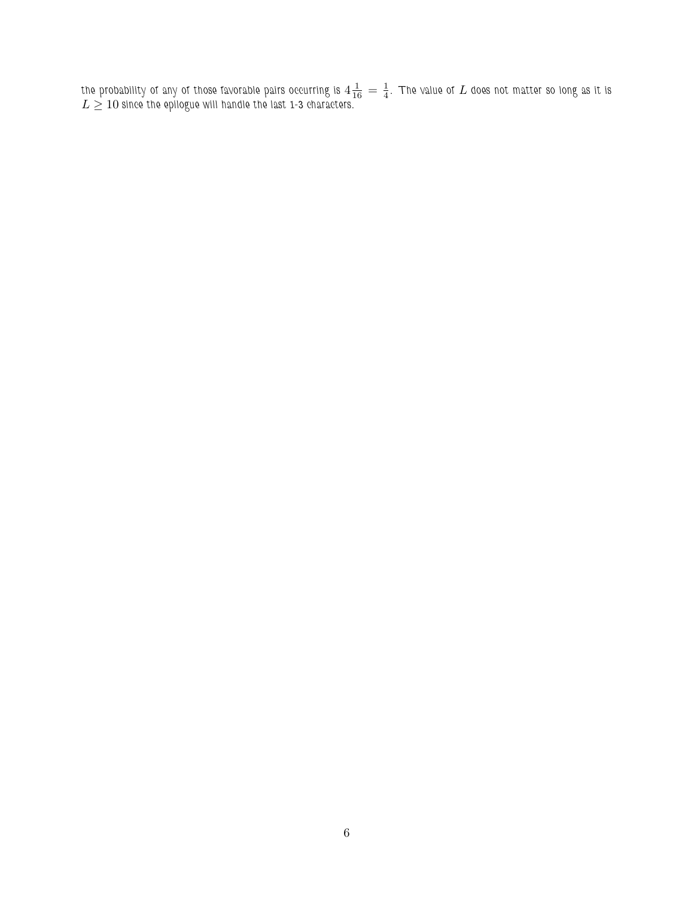the probability of any of those favorable pairs occurring is $4\frac{1}{16} = \frac{1}{4}$. The value of $L$ does not matter so long as it is $L \geq 10$ since the epilogue will handle the last 1-3 characters.